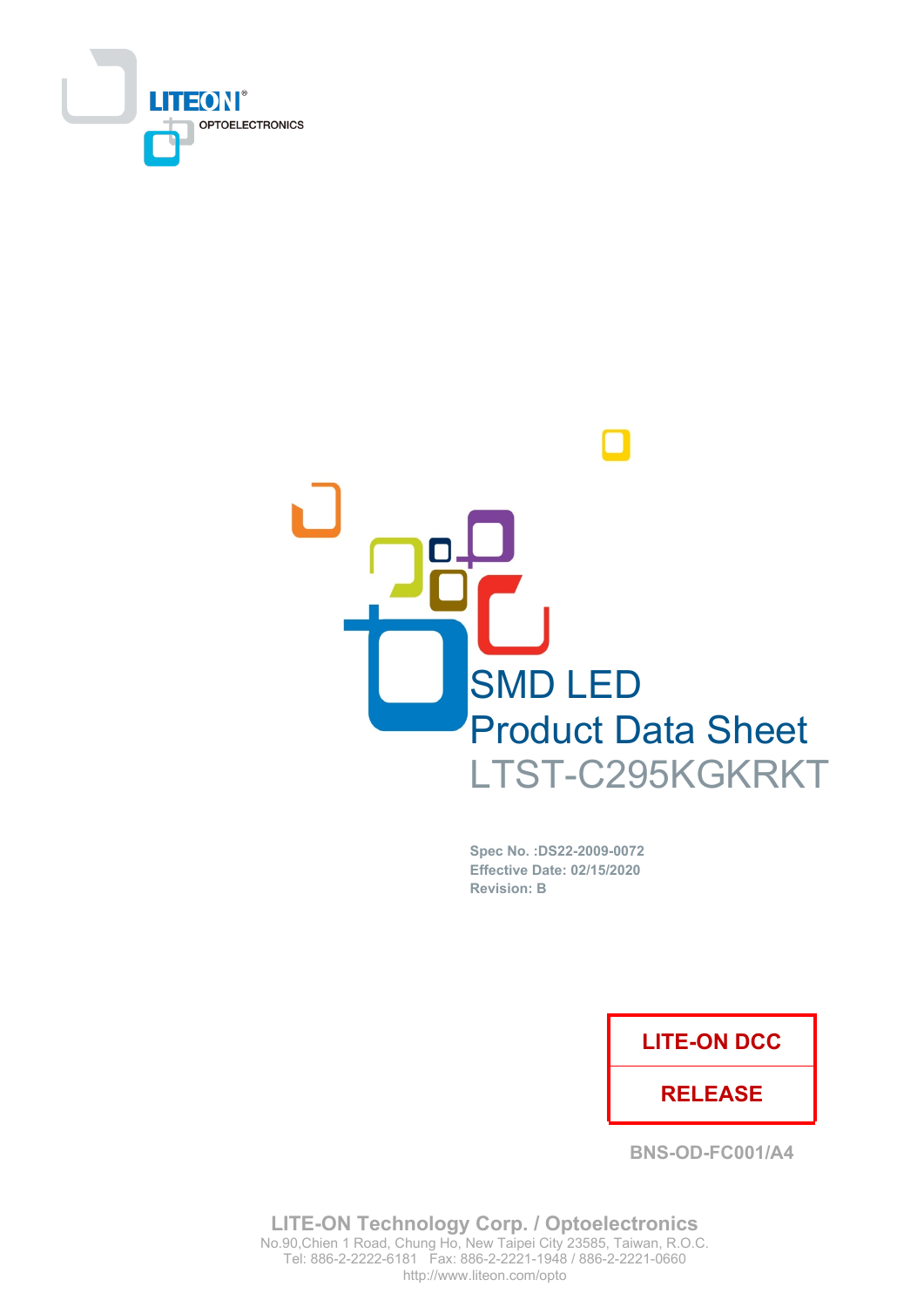LITEON
OPTOELECTRONICS

# SMD LED
# Product Data Sheet
# LTST-C295KGKRKT

**Spec No. :DS22-2009-0072**
**Effective Date: 02/15/2020**
**Revision: B**

| LITE-ON DCC |
| --- |
| RELEASE |

BNS-OD-FC001/A4

**LITE-ON Technology Corp. / Optoelectronics**
No.90,Chien 1 Road, Chung Ho, New Taipei City 23585, Taiwan, R.O.C.
Tel: 886-2-2222-6181 Fax: 886-2-2221-1948 / 886-2-2221-0660
http://www.liteon.com/opto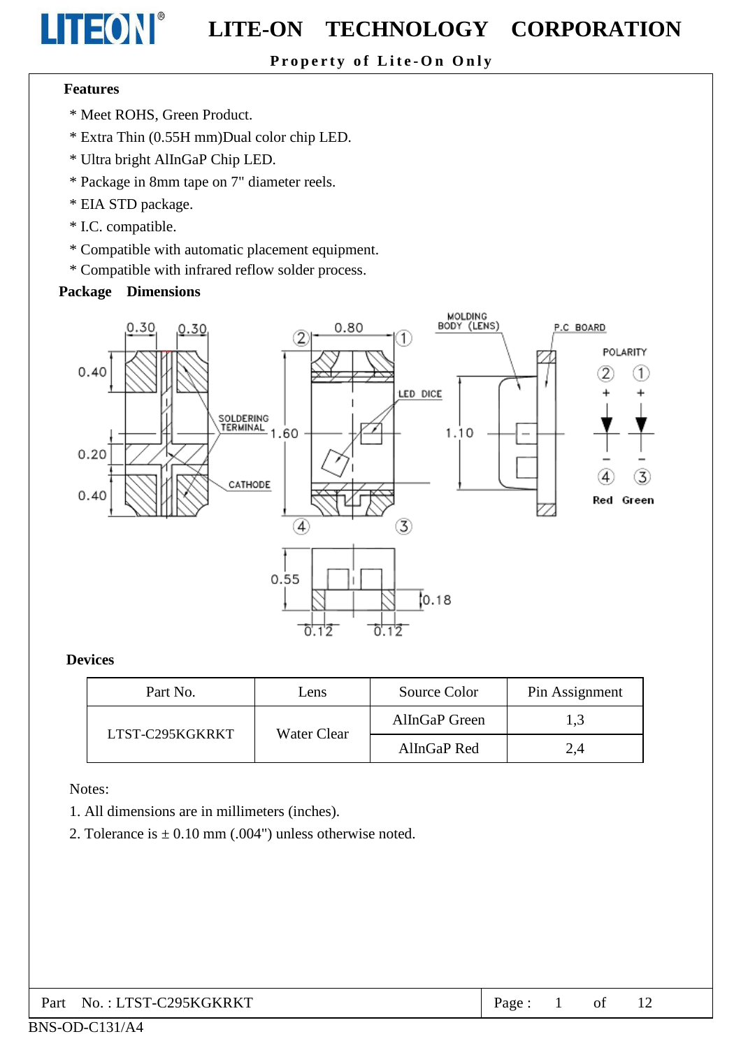## Features

* Meet ROHS, Green Product.
* Extra Thin (0.55H mm)Dual color chip LED.
* Ultra bright AlInGaP Chip LED.
* Package in 8mm tape on 7" diameter reels.
* EIA STD package.
* I.C. compatible.
* Compatible with automatic placement equipment.
* Compatible with infrared reflow solder process.

## Package Dimensions

## Devices

| Part No. | Lens | Source Color | Pin Assignment |
|---|---|---|---|
| LTST-C295KGKRKT | Water Clear | AlInGaP Green | 1,3 |
| | | AlInGaP Red | 2,4 |

Notes:

1. All dimensions are in millimeters (inches).
2. Tolerance is ± 0.10 mm (.004") unless otherwise noted.

Part No. : LTST-C295KGKRKT

BNS-OD-C131/A4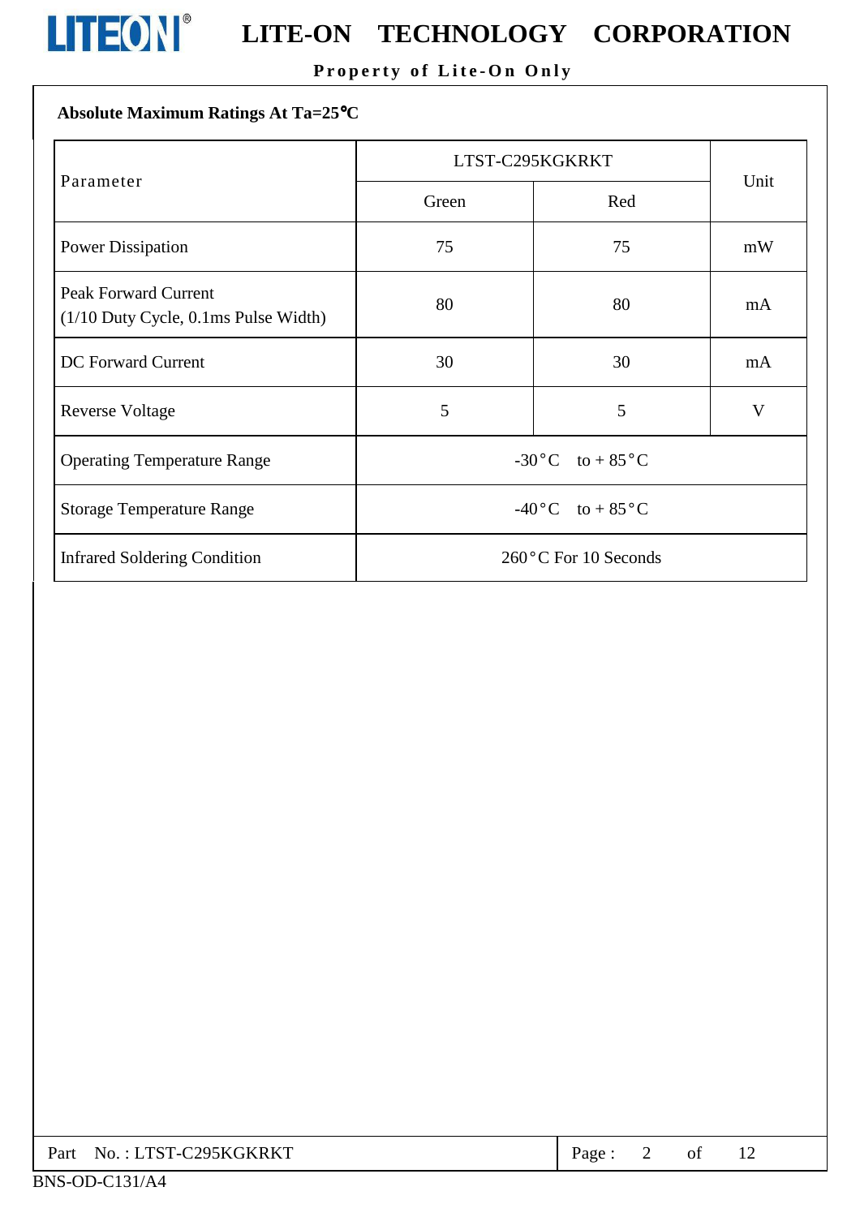## Absolute Maximum Ratings At Ta=25°C

| Parameter | LTST-C295KGKRKT | | Unit |
|---|---|---|---|
| | Green | Red | |
| Power Dissipation | 75 | 75 | mW |
| Peak Forward Current (1/10 Duty Cycle, 0.1ms Pulse Width) | 80 | 80 | mA |
| DC Forward Current | 30 | 30 | mA |
| Reverse Voltage | 5 | 5 | V |
| Operating Temperature Range | -30°C to + 85°C | | |
| Storage Temperature Range | -40°C to + 85°C | | |
| Infrared Soldering Condition | 260°C For 10 Seconds | | |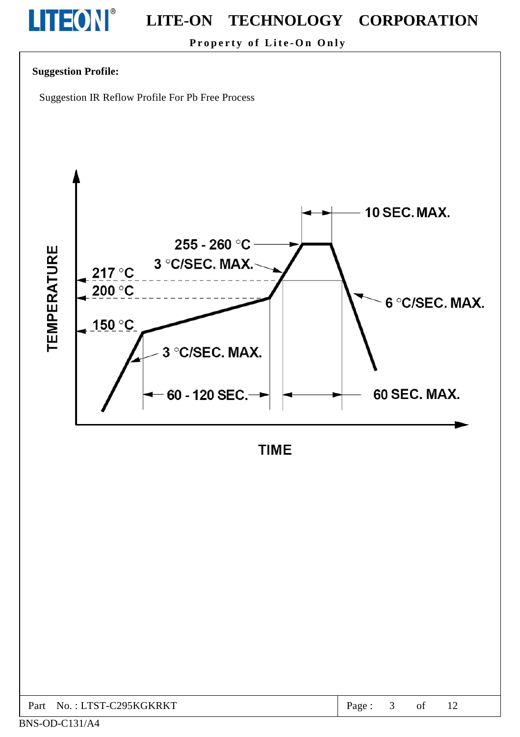**Suggestion Profile:**

Suggestion IR Reflow Profile For Pb Free Process

10 SEC. MAX.

255 - 260 °C

3 °C/SEC. MAX.

217 °C

200 °C

6 °C/SEC. MAX.

150 °C

3 °C/SEC. MAX.

60 - 120 SEC.

60 SEC. MAX.

TEMPERATURE

TIME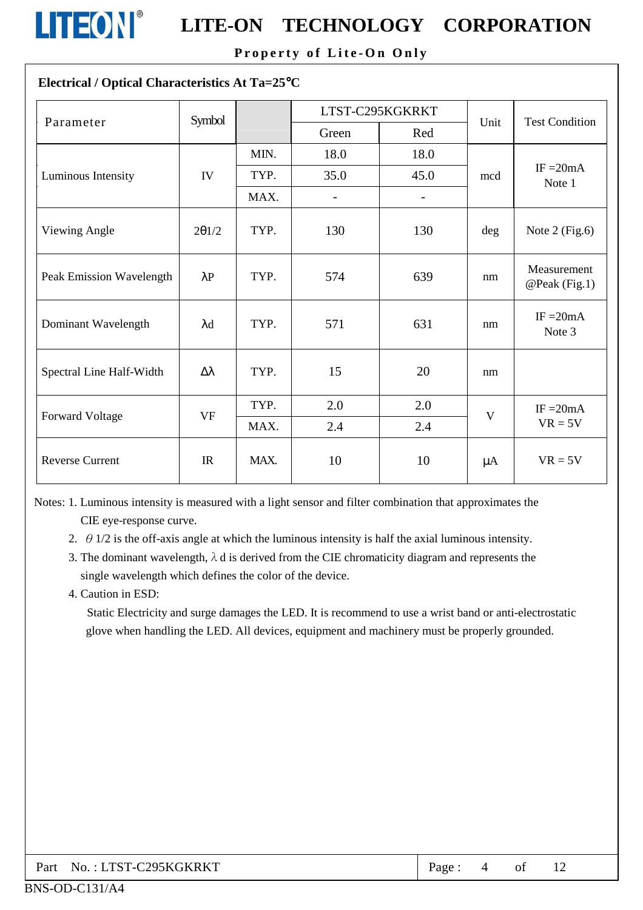## Electrical / Optical Characteristics At Ta=25°C

| Parameter | Symbol | | LTST-C295KGKRKT | | Unit | Test Condition |
|---|---|---|---|---|---|---|
| | | | Green | Red | | |
| Luminous Intensity | IV | MIN. | 18.0 | 18.0 | mcd | IF =20mA Note 1 |
| | | TYP. | 35.0 | 45.0 | | |
| | | MAX. | - | - | | |
| Viewing Angle | 2θ1/2 | TYP. | 130 | 130 | deg | Note 2 (Fig.6) |
| Peak Emission Wavelength | λP | TYP. | 574 | 639 | nm | Measurement @Peak (Fig.1) |
| Dominant Wavelength | λd | TYP. | 571 | 631 | nm | IF =20mA Note 3 |
| Spectral Line Half-Width | Δλ | TYP. | 15 | 20 | nm | |
| Forward Voltage | VF | TYP. | 2.0 | 2.0 | V | IF =20mA VR = 5V |
| | | MAX. | 2.4 | 2.4 | | |
| Reverse Current | IR | MAX. | 10 | 10 | μA | VR = 5V |

Notes: 1. Luminous intensity is measured with a light sensor and filter combination that approximates the CIE eye-response curve.

2. θ 1/2 is the off-axis angle at which the luminous intensity is half the axial luminous intensity.

3. The dominant wavelength, λ d is derived from the CIE chromaticity diagram and represents the single wavelength which defines the color of the device.

4. Caution in ESD:

Static Electricity and surge damages the LED. It is recommend to use a wrist band or anti-electrostatic glove when handling the LED. All devices, equipment and machinery must be properly grounded.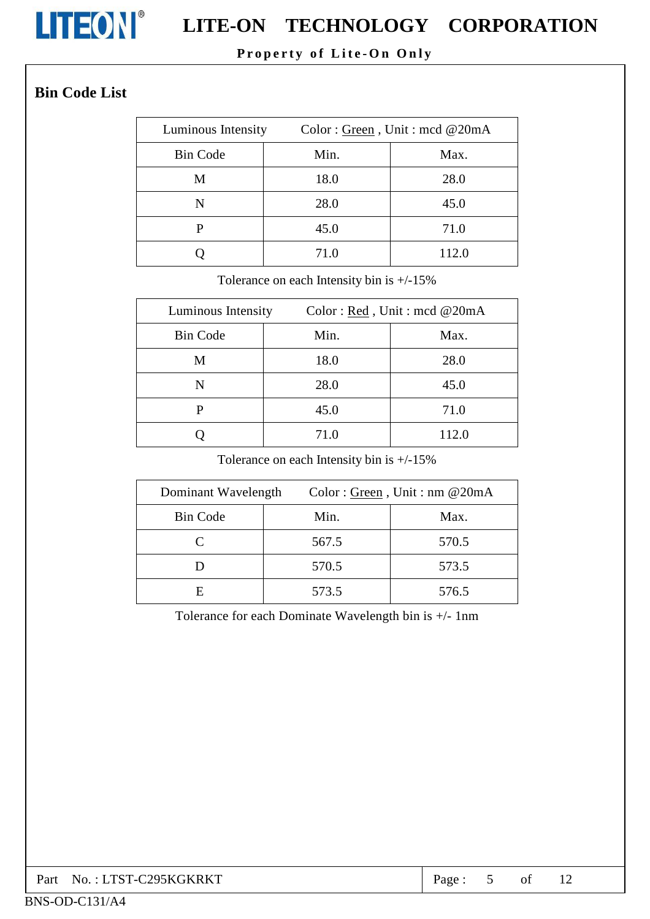## Bin Code List

| Luminous Intensity | Color : Green , Unit : mcd @20mA | |
|---|---|---|
| Bin Code | Min. | Max. |
| M | 18.0 | 28.0 |
| N | 28.0 | 45.0 |
| P | 45.0 | 71.0 |
| Q | 71.0 | 112.0 |

Tolerance on each Intensity bin is +/-15%

| Luminous Intensity | Color : Red , Unit : mcd @20mA | |
|---|---|---|
| Bin Code | Min. | Max. |
| M | 18.0 | 28.0 |
| N | 28.0 | 45.0 |
| P | 45.0 | 71.0 |
| Q | 71.0 | 112.0 |

Tolerance on each Intensity bin is +/-15%

| Dominant Wavelength | Color : Green , Unit : nm @20mA | |
|---|---|---|
| Bin Code | Min. | Max. |
| C | 567.5 | 570.5 |
| D | 570.5 | 573.5 |
| E | 573.5 | 576.5 |

Tolerance for each Dominate Wavelength bin is +/- 1nm

Part No. : LTST-C295KGKRKT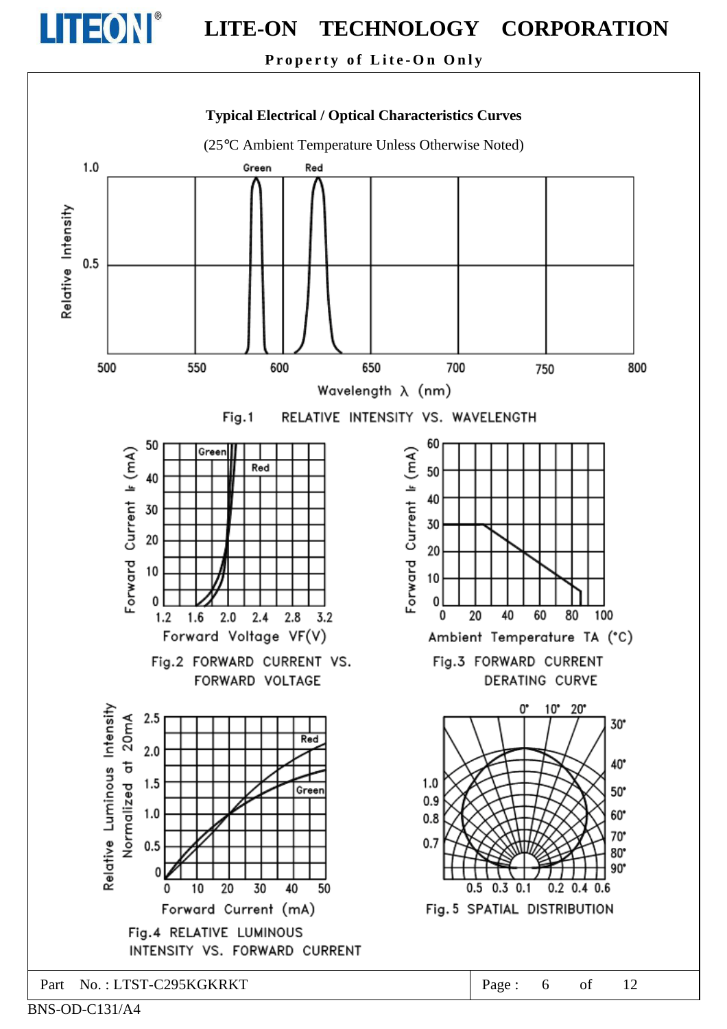## Typical Electrical / Optical Characteristics Curves

(25°C Ambient Temperature Unless Otherwise Noted)

Fig.1 RELATIVE INTENSITY VS. WAVELENGTH

Fig.2 FORWARD CURRENT VS. FORWARD VOLTAGE

Fig.3 FORWARD CURRENT DERATING CURVE

Fig.4 RELATIVE LUMINOUS INTENSITY VS. FORWARD CURRENT

Fig.5 SPATIAL DISTRIBUTION

Part No. : LTST-C295KGKRKT

BNS-OD-C131/A4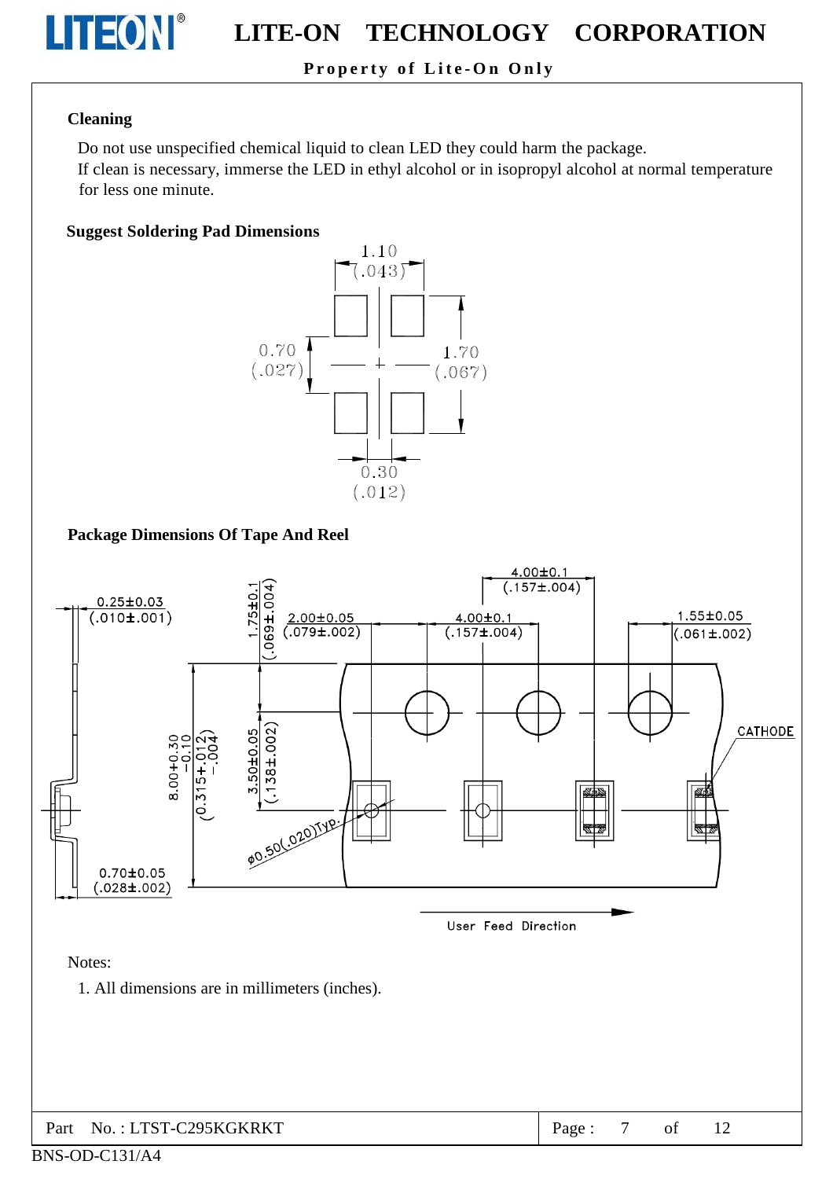## Cleaning

Do not use unspecified chemical liquid to clean LED they could harm the package.
If clean is necessary, immerse the LED in ethyl alcohol or in isopropyl alcohol at normal temperature for less one minute.

## Suggest Soldering Pad Dimensions

1.10 (.043)

0.70 (.027)

1.70 (.067)

0.30 (.012)

## Package Dimensions Of Tape And Reel

0.25±0.03 (.010±.001)

1.75±0.1 (.069±.004)

2.00±0.05 (.079±.002)

4.00±0.1 (.157±.004)

4.00±0.1 (.157±.004)

1.55±0.05 (.061±.002)

8.00+0.30 −0.10 (0.315+.012 −.004)

3.50±0.05 (.138±.002)

ø0.50(.020)Typ.

0.70±0.05 (.028±.002)

CATHODE

User Feed Direction

Notes:

1. All dimensions are in millimeters (inches).

Part No. : LTST-C295KGKRKT

BNS-OD-C131/A4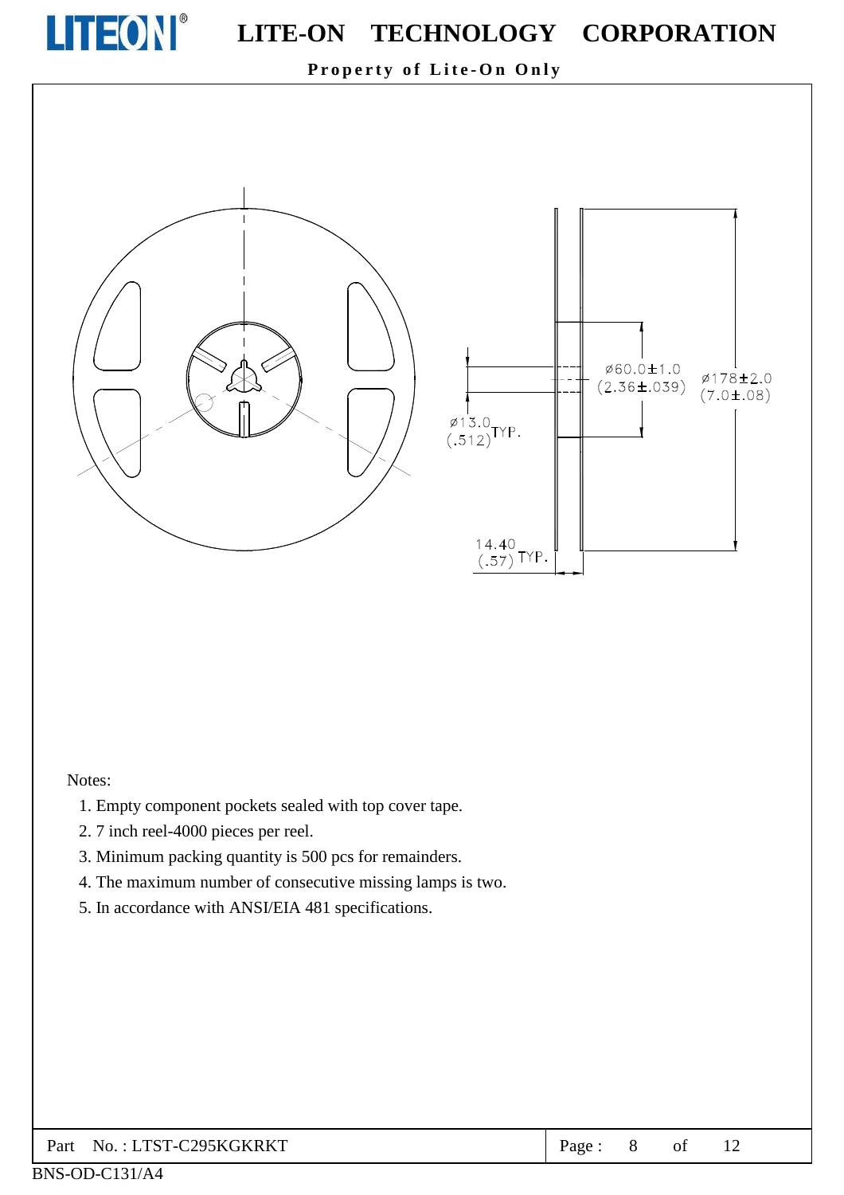ø13.0 (.512) TYP.

ø60.0±1.0 (2.36±.039)

ø178±2.0 (7.0±.08)

14.40 (.57) TYP.

Notes:

1. Empty component pockets sealed with top cover tape.
2. 7 inch reel-4000 pieces per reel.
3. Minimum packing quantity is 500 pcs for remainders.
4. The maximum number of consecutive missing lamps is two.
5. In accordance with ANSI/EIA 481 specifications.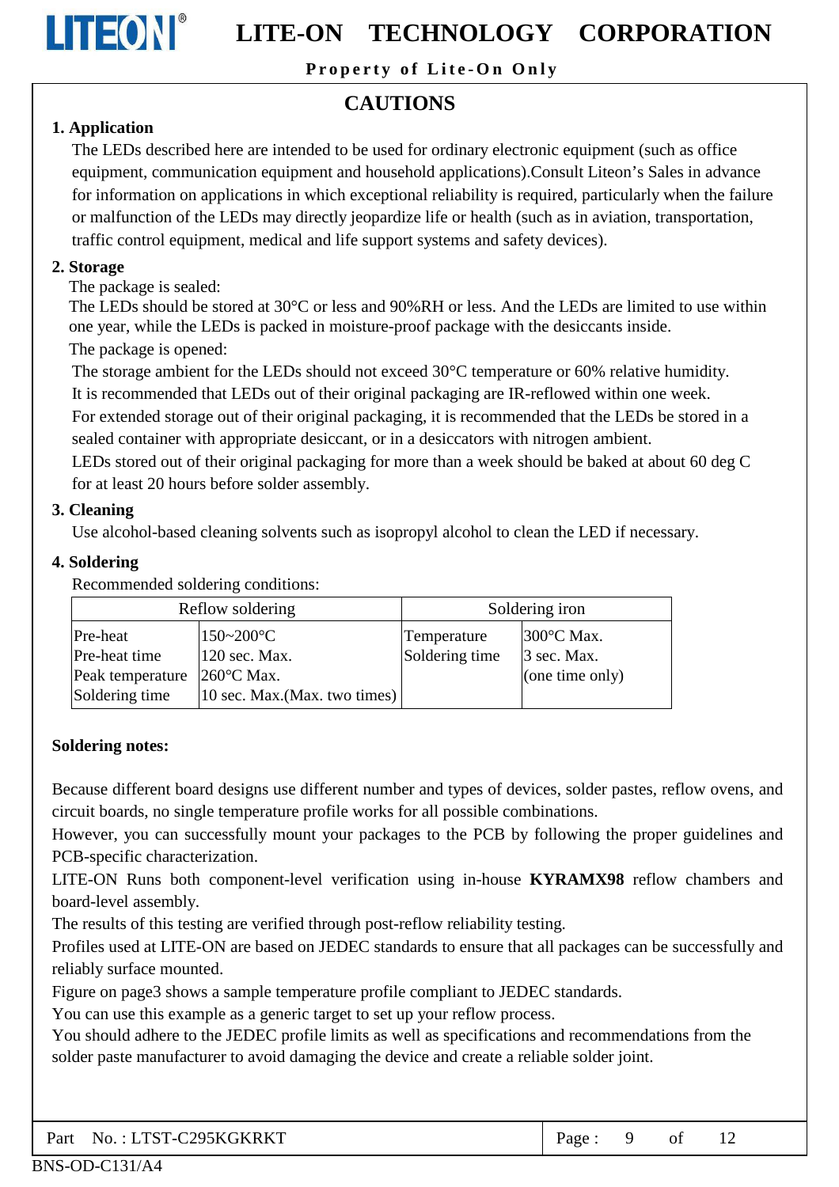# CAUTIONS

## 1. Application

The LEDs described here are intended to be used for ordinary electronic equipment (such as office equipment, communication equipment and household applications).Consult Liteon's Sales in advance for information on applications in which exceptional reliability is required, particularly when the failure or malfunction of the LEDs may directly jeopardize life or health (such as in aviation, transportation, traffic control equipment, medical and life support systems and safety devices).

## 2. Storage

The package is sealed:

The LEDs should be stored at 30°C or less and 90%RH or less. And the LEDs are limited to use within one year, while the LEDs is packed in moisture-proof package with the desiccants inside.

The package is opened:

The storage ambient for the LEDs should not exceed 30°C temperature or 60% relative humidity.

It is recommended that LEDs out of their original packaging are IR-reflowed within one week.

For extended storage out of their original packaging, it is recommended that the LEDs be stored in a sealed container with appropriate desiccant, or in a desiccators with nitrogen ambient.

LEDs stored out of their original packaging for more than a week should be baked at about 60 deg C for at least 20 hours before solder assembly.

## 3. Cleaning

Use alcohol-based cleaning solvents such as isopropyl alcohol to clean the LED if necessary.

## 4. Soldering

Recommended soldering conditions:

| Reflow soldering | | Soldering iron | |
|---|---|---|---|
| Pre-heat | 150~200°C | Temperature | 300°C Max. |
| Pre-heat time | 120 sec. Max. | Soldering time | 3 sec. Max. |
| Peak temperature | 260°C Max. | | (one time only) |
| Soldering time | 10 sec. Max.(Max. two times) | | |

**Soldering notes:**

Because different board designs use different number and types of devices, solder pastes, reflow ovens, and circuit boards, no single temperature profile works for all possible combinations.

However, you can successfully mount your packages to the PCB by following the proper guidelines and PCB-specific characterization.

LITE-ON Runs both component-level verification using in-house **KYRAMX98** reflow chambers and board-level assembly.

The results of this testing are verified through post-reflow reliability testing.

Profiles used at LITE-ON are based on JEDEC standards to ensure that all packages can be successfully and reliably surface mounted.

Figure on page3 shows a sample temperature profile compliant to JEDEC standards.

You can use this example as a generic target to set up your reflow process.

You should adhere to the JEDEC profile limits as well as specifications and recommendations from the solder paste manufacturer to avoid damaging the device and create a reliable solder joint.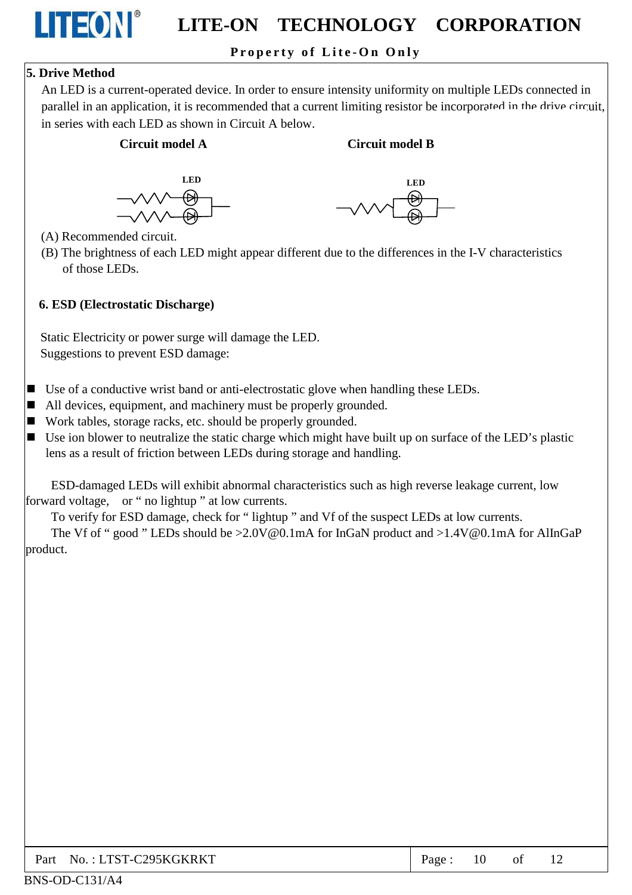## 5. Drive Method

An LED is a current-operated device. In order to ensure intensity uniformity on multiple LEDs connected in parallel in an application, it is recommended that a current limiting resistor be incorporated in the drive circuit, in series with each LED as shown in Circuit A below.

**Circuit model A** **Circuit model B**

LED LED

(A) Recommended circuit.

(B) The brightness of each LED might appear different due to the differences in the I-V characteristics of those LEDs.

## 6. ESD (Electrostatic Discharge)

Static Electricity or power surge will damage the LED.

Suggestions to prevent ESD damage:

- Use of a conductive wrist band or anti-electrostatic glove when handling these LEDs.
- All devices, equipment, and machinery must be properly grounded.
- Work tables, storage racks, etc. should be properly grounded.
- Use ion blower to neutralize the static charge which might have built up on surface of the LED's plastic lens as a result of friction between LEDs during storage and handling.

ESD-damaged LEDs will exhibit abnormal characteristics such as high reverse leakage current, low forward voltage, or " no lightup " at low currents.

To verify for ESD damage, check for " lightup " and Vf of the suspect LEDs at low currents.

The Vf of " good " LEDs should be >2.0V@0.1mA for InGaN product and >1.4V@0.1mA for AlInGaP product.

Part No. : LTST-C295KGKRKT

BNS-OD-C131/A4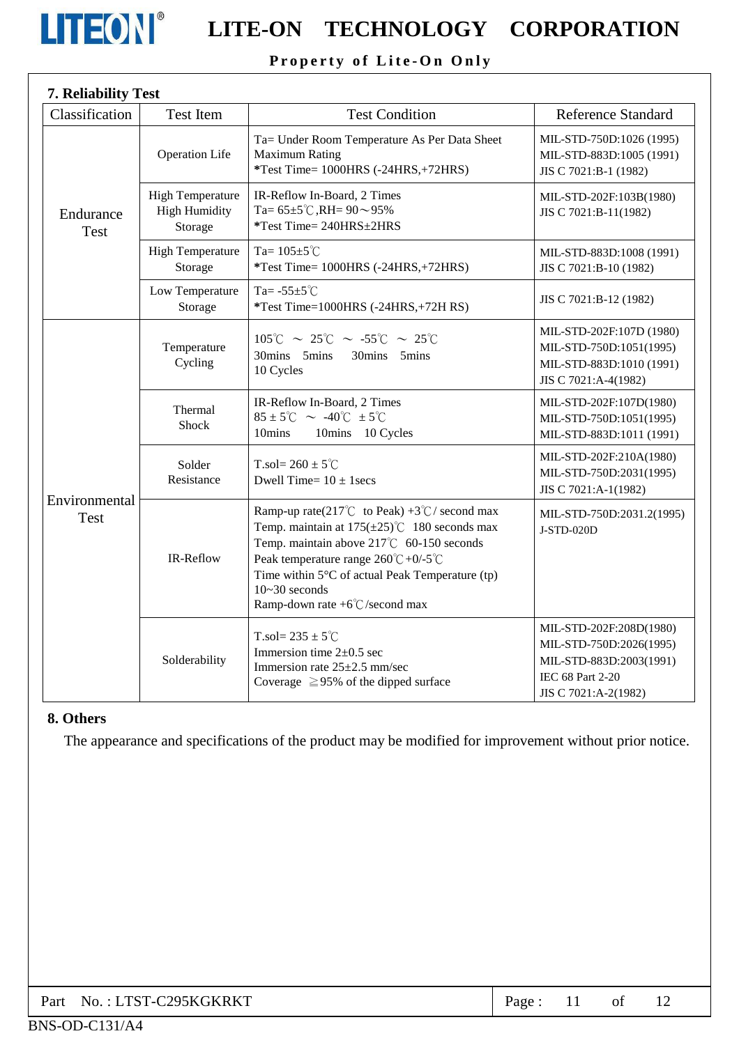## 7. Reliability Test

| Classification | Test Item | Test Condition | Reference Standard |
|---|---|---|---|
| Endurance Test | Operation Life | Ta= Under Room Temperature As Per Data Sheet Maximum Rating<br>*Test Time= 1000HRS (-24HRS,+72HRS) | MIL-STD-750D:1026 (1995)<br>MIL-STD-883D:1005 (1991)<br>JIS C 7021:B-1 (1982) |
| | High Temperature High Humidity Storage | IR-Reflow In-Board, 2 Times<br>Ta= 65±5℃,RH= 90～95%<br>*Test Time= 240HRS±2HRS | MIL-STD-202F:103B(1980)<br>JIS C 7021:B-11(1982) |
| | High Temperature Storage | Ta= 105±5℃<br>*Test Time= 1000HRS (-24HRS,+72HRS) | MIL-STD-883D:1008 (1991)<br>JIS C 7021:B-10 (1982) |
| | Low Temperature Storage | Ta= -55±5℃<br>*Test Time=1000HRS (-24HRS,+72H RS) | JIS C 7021:B-12 (1982) |
| Environmental Test | Temperature Cycling | 105℃ ～ 25℃ ～ -55℃ ～ 25℃<br>30mins 5mins 30mins 5mins<br>10 Cycles | MIL-STD-202F:107D (1980)<br>MIL-STD-750D:1051(1995)<br>MIL-STD-883D:1010 (1991)<br>JIS C 7021:A-4(1982) |
| | Thermal Shock | IR-Reflow In-Board, 2 Times<br>85 ± 5℃ ～ -40℃ ± 5℃<br>10mins 10mins 10 Cycles | MIL-STD-202F:107D(1980)<br>MIL-STD-750D:1051(1995)<br>MIL-STD-883D:1011 (1991) |
| | Solder Resistance | T.sol= 260 ± 5℃<br>Dwell Time= 10 ± 1secs | MIL-STD-202F:210A(1980)<br>MIL-STD-750D:2031(1995)<br>JIS C 7021:A-1(1982) |
| | IR-Reflow | Ramp-up rate(217℃ to Peak) +3℃/ second max<br>Temp. maintain at 175(±25)℃ 180 seconds max<br>Temp. maintain above 217℃ 60-150 seconds<br>Peak temperature range 260℃+0/-5℃<br>Time within 5°C of actual Peak Temperature (tp) 10~30 seconds<br>Ramp-down rate +6℃/second max | MIL-STD-750D:2031.2(1995)<br>J-STD-020D |
| | Solderability | T.sol= 235 ± 5℃<br>Immersion time 2±0.5 sec<br>Immersion rate 25±2.5 mm/sec<br>Coverage ≧95% of the dipped surface | MIL-STD-202F:208D(1980)<br>MIL-STD-750D:2026(1995)<br>MIL-STD-883D:2003(1991)<br>IEC 68 Part 2-20<br>JIS C 7021:A-2(1982) |

## 8. Others

The appearance and specifications of the product may be modified for improvement without prior notice.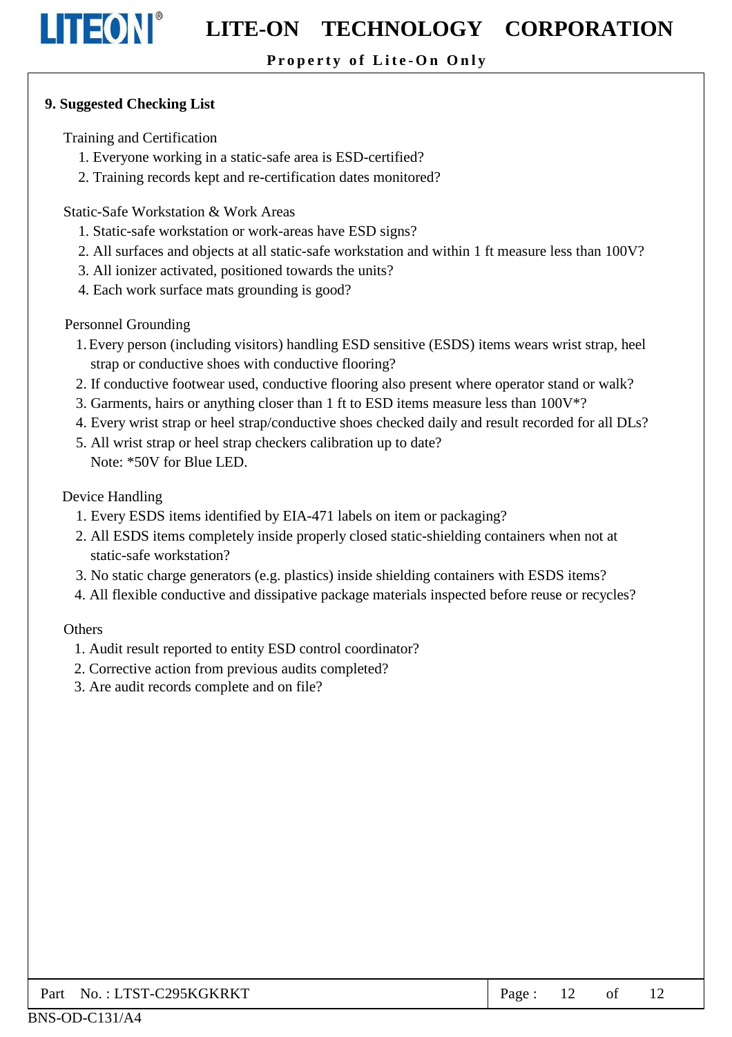## 9. Suggested Checking List

Training and Certification

1. Everyone working in a static-safe area is ESD-certified?
2. Training records kept and re-certification dates monitored?

Static-Safe Workstation & Work Areas

1. Static-safe workstation or work-areas have ESD signs?
2. All surfaces and objects at all static-safe workstation and within 1 ft measure less than 100V?
3. All ionizer activated, positioned towards the units?
4. Each work surface mats grounding is good?

Personnel Grounding

1. Every person (including visitors) handling ESD sensitive (ESDS) items wears wrist strap, heel strap or conductive shoes with conductive flooring?
2. If conductive footwear used, conductive flooring also present where operator stand or walk?
3. Garments, hairs or anything closer than 1 ft to ESD items measure less than 100V*?
4. Every wrist strap or heel strap/conductive shoes checked daily and result recorded for all DLs?
5. All wrist strap or heel strap checkers calibration up to date?

   Note: *50V for Blue LED.

Device Handling

1. Every ESDS items identified by EIA-471 labels on item or packaging?
2. All ESDS items completely inside properly closed static-shielding containers when not at static-safe workstation?
3. No static charge generators (e.g. plastics) inside shielding containers with ESDS items?
4. All flexible conductive and dissipative package materials inspected before reuse or recycles?

Others

1. Audit result reported to entity ESD control coordinator?
2. Corrective action from previous audits completed?
3. Are audit records complete and on file?